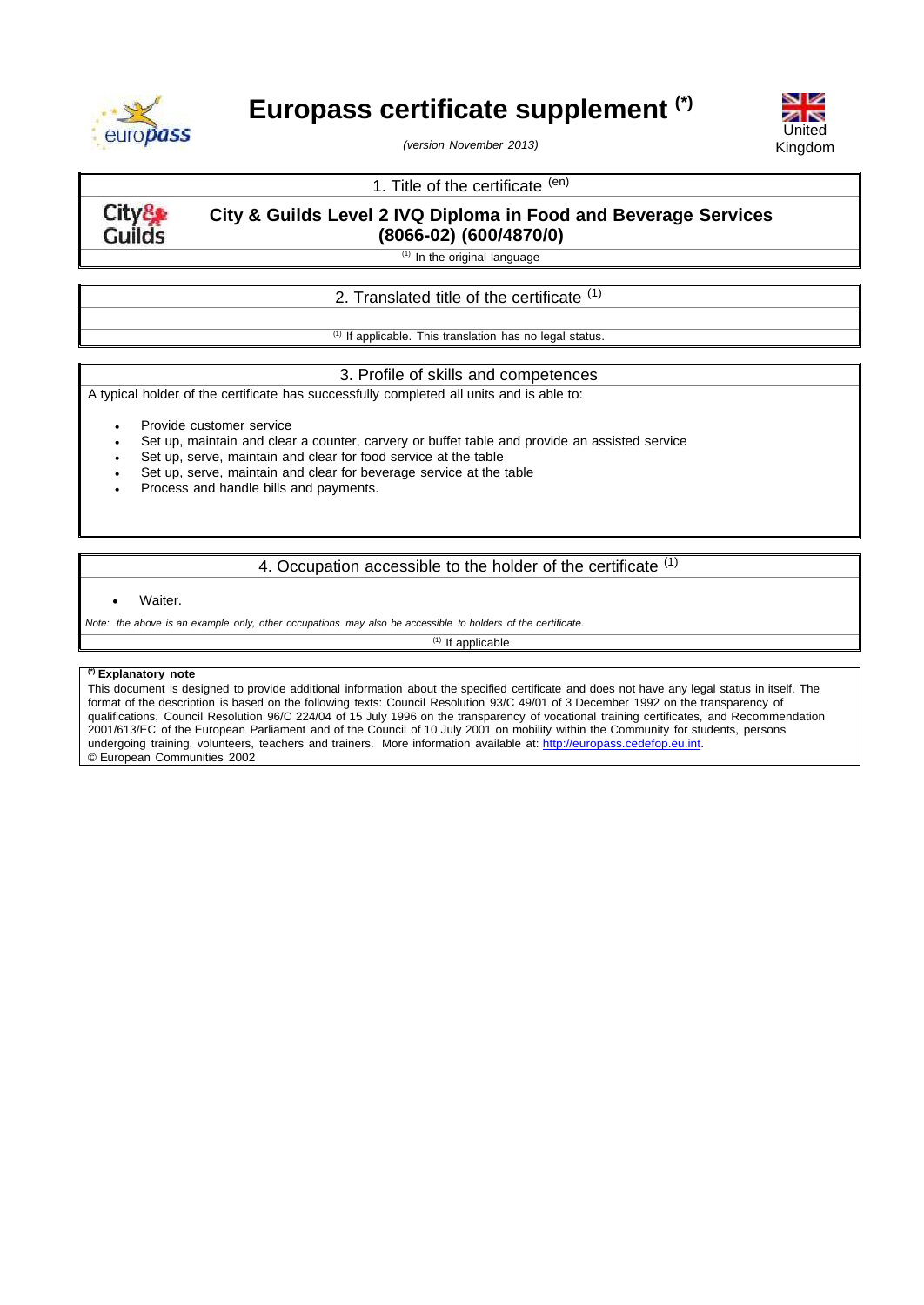# Europass certificate supplement [*]

*(version November 2013)*

United Kingdom

## 1. Title of the certificate (en)

**City & Guilds Level 2 IVQ Diploma in Food and Beverage Services (8066-02) (600/4870/0)**

[1] In the original language

## 2. Translated title of the certificate [1]

[1] If applicable. This translation has no legal status.

## 3. Profile of skills and competences

A typical holder of the certificate has successfully completed all units and is able to:

- Provide customer service
- Set up, maintain and clear a counter, carvery or buffet table and provide an assisted service
- Set up, serve, maintain and clear for food service at the table
- Set up, serve, maintain and clear for beverage service at the table
- Process and handle bills and payments.

## 4. Occupation accessible to the holder of the certificate [1]

- Waiter.

*Note: the above is an example only, other occupations may also be accessible to holders of the certificate.*

[1] If applicable

**[*] Explanatory note**

This document is designed to provide additional information about the specified certificate and does not have any legal status in itself. The format of the description is based on the following texts: Council Resolution 93/C 49/01 of 3 December 1992 on the transparency of qualifications, Council Resolution 96/C 224/04 of 15 July 1996 on the transparency of vocational training certificates, and Recommendation 2001/613/EC of the European Parliament and of the Council of 10 July 2001 on mobility within the Community for students, persons undergoing training, volunteers, teachers and trainers. More information available at: http://europass.cedefop.eu.int.

© European Communities 2002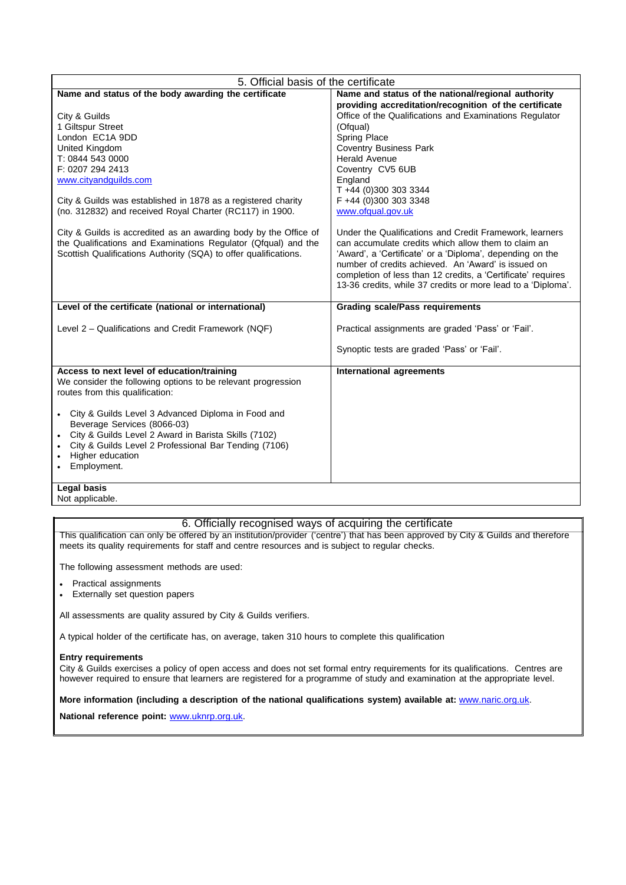## 5. Official basis of the certificate

| Name and status of the body awarding the certificate | Name and status of the national/regional authority providing accreditation/recognition of the certificate |
|---|---|
| City & Guilds<br>1 Giltspur Street<br>London EC1A 9DD<br>United Kingdom<br>T: 0844 543 0000<br>F: 0207 294 2413<br>www.cityandguilds.com<br><br>City & Guilds was established in 1878 as a registered charity (no. 312832) and received Royal Charter (RC117) in 1900.<br><br>City & Guilds is accredited as an awarding body by the Office of the Qualifications and Examinations Regulator (Qfqual) and the Scottish Qualifications Authority (SQA) to offer qualifications. | Office of the Qualifications and Examinations Regulator (Ofqual)<br>Spring Place<br>Coventry Business Park<br>Herald Avenue<br>Coventry CV5 6UB<br>England<br>T +44 (0)300 303 3344<br>F +44 (0)300 303 3348<br>www.ofqual.gov.uk<br><br>Under the Qualifications and Credit Framework, learners can accumulate credits which allow them to claim an 'Award', a 'Certificate' or a 'Diploma', depending on the number of credits achieved. An 'Award' is issued on completion of less than 12 credits, a 'Certificate' requires 13-36 credits, while 37 credits or more lead to a 'Diploma'. |
| **Level of the certificate (national or international)** | **Grading scale/Pass requirements** |
| Level 2 – Qualifications and Credit Framework (NQF) | Practical assignments are graded 'Pass' or 'Fail'.<br><br>Synoptic tests are graded 'Pass' or 'Fail'. |
| **Access to next level of education/training**<br>We consider the following options to be relevant progression routes from this qualification:<br><br>• City & Guilds Level 3 Advanced Diploma in Food and Beverage Services (8066-03)<br>• City & Guilds Level 2 Award in Barista Skills (7102)<br>• City & Guilds Level 2 Professional Bar Tending (7106)<br>• Higher education<br>• Employment. | **International agreements** |
| **Legal basis**<br>Not applicable. | |

## 6. Officially recognised ways of acquiring the certificate

This qualification can only be offered by an institution/provider ('centre') that has been approved by City & Guilds and therefore meets its quality requirements for staff and centre resources and is subject to regular checks.

The following assessment methods are used:

- Practical assignments
- Externally set question papers

All assessments are quality assured by City & Guilds verifiers.

A typical holder of the certificate has, on average, taken 310 hours to complete this qualification

**Entry requirements**
City & Guilds exercises a policy of open access and does not set formal entry requirements for its qualifications. Centres are however required to ensure that learners are registered for a programme of study and examination at the appropriate level.

**More information (including a description of the national qualifications system) available at:** www.naric.org.uk.

**National reference point:** www.uknrp.org.uk.